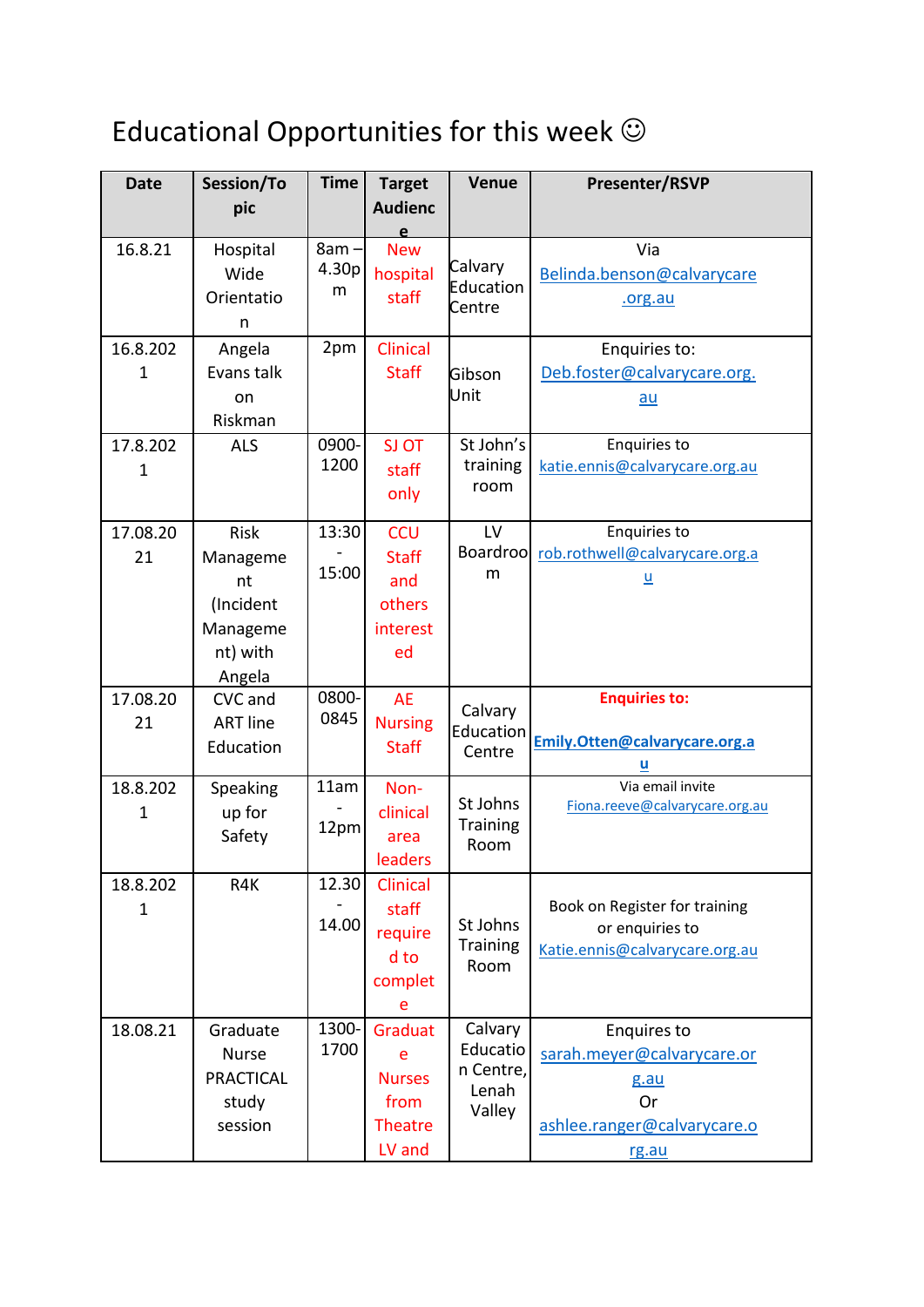# Educational Opportunities for this week ☺

| Date | Session/Topic | Time | Target Audience | Venue | Presenter/RSVP |
|---|---|---|---|---|---|
| 16.8.21 | Hospital Wide Orientation | 8am – 4.30pm | New hospital staff | Calvary Education Centre | Via Belinda.benson@calvarycare.org.au |
| 16.8.2021 | Angela Evans talk on Riskman | 2pm | Clinical Staff | Gibson Unit | Enquiries to: Deb.foster@calvarycare.org.au |
| 17.8.2021 | ALS | 0900-1200 | SJ OT staff only | St John's training room | Enquiries to katie.ennis@calvarycare.org.au |
| 17.08.2021 | Risk Management (Incident Management) with Angela | 13:30 - 15:00 | CCU Staff and others interested | LV Boardroom | Enquiries to rob.rothwell@calvarycare.org.au |
| 17.08.2021 | CVC and ART line Education | 0800-0845 | AE Nursing Staff | Calvary Education Centre | **Enquiries to:** **Emily.Otten@calvarycare.org.au** |
| 18.8.2021 | Speaking up for Safety | 11am - 12pm | Non-clinical area leaders | St Johns Training Room | Via email invite Fiona.reeve@calvarycare.org.au |
| 18.8.2021 | R4K | 12.30 - 14.00 | Clinical staff required to complete | St Johns Training Room | Book on Register for training or enquiries to Katie.ennis@calvarycare.org.au |
| 18.08.21 | Graduate Nurse PRACTICAL study session | 1300-1700 | Graduate Nurses from Theatre LV and | Calvary Education Centre, Lenah Valley | Enquires to sarah.meyer@calvarycare.org.au Or ashlee.ranger@calvarycare.org.au |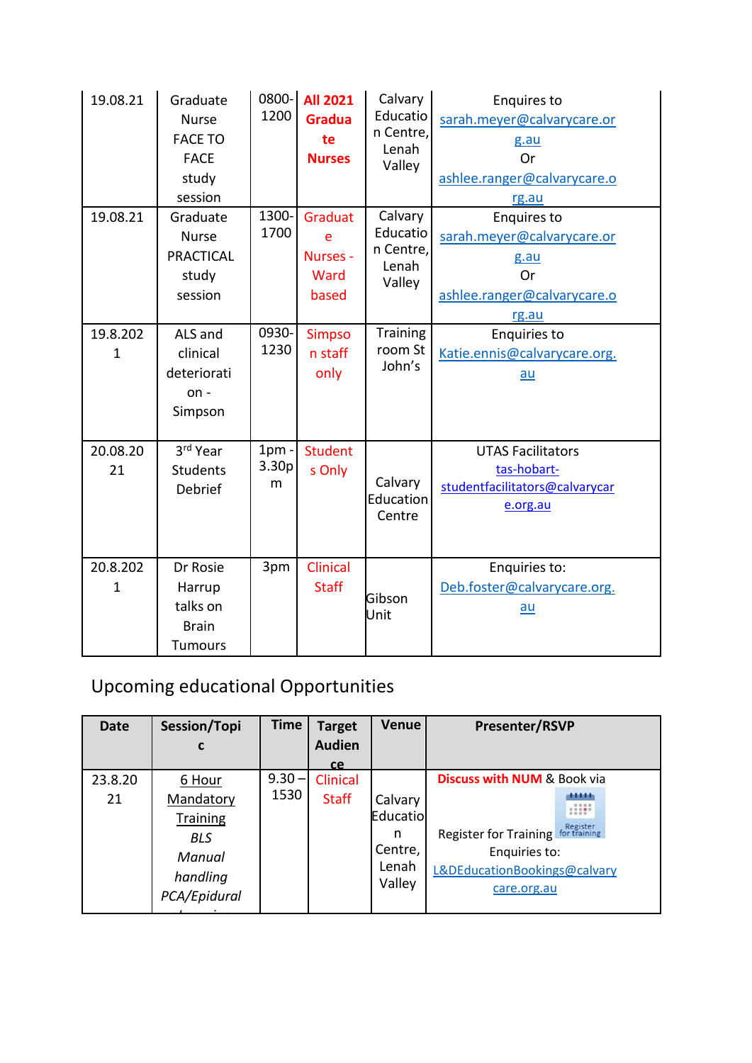| | | | | | |
|---|---|---|---|---|---|
| 19.08.21 | Graduate Nurse FACE TO FACE study session | 0800-1200 | **All 2021 Graduate Nurses** | Calvary Education Centre, Lenah Valley | Enquires to sarah.meyer@calvarycare.org.au Or ashlee.ranger@calvarycare.org.au |
| 19.08.21 | Graduate Nurse PRACTICAL study session | 1300-1700 | Graduate Nurses - Ward based | Calvary Education Centre, Lenah Valley | Enquires to sarah.meyer@calvarycare.org.au Or ashlee.ranger@calvarycare.org.au |
| 19.8.2021 | ALS and clinical deterioration - Simpson | 0930-1230 | Simpson staff only | Training room St John's | Enquiries to Katie.ennis@calvarycare.org.au |
| 20.08.2021 | 3rd Year Students Debrief | 1pm - 3.30pm | Students Only | Calvary Education Centre | UTAS Facilitators tas-hobart-studentfacilitators@calvarycare.org.au |
| 20.8.2021 | Dr Rosie Harrup talks on Brain Tumours | 3pm | Clinical Staff | Gibson Unit | Enquiries to: Deb.foster@calvarycare.org.au |

## Upcoming educational Opportunities

| Date | Session/Topic | Time | Target Audience | Venue | Presenter/RSVP |
|---|---|---|---|---|---|
| 23.8.2021 | 6 Hour Mandatory Training *BLS* *Manual handling* *PCA/Epidural* | 9.30 – 1530 | Clinical Staff | Calvary Education Centre, Lenah Valley | **Discuss with NUM** & Book via Register for Training Enquiries to: L&DEducationBookings@calvarycare.org.au |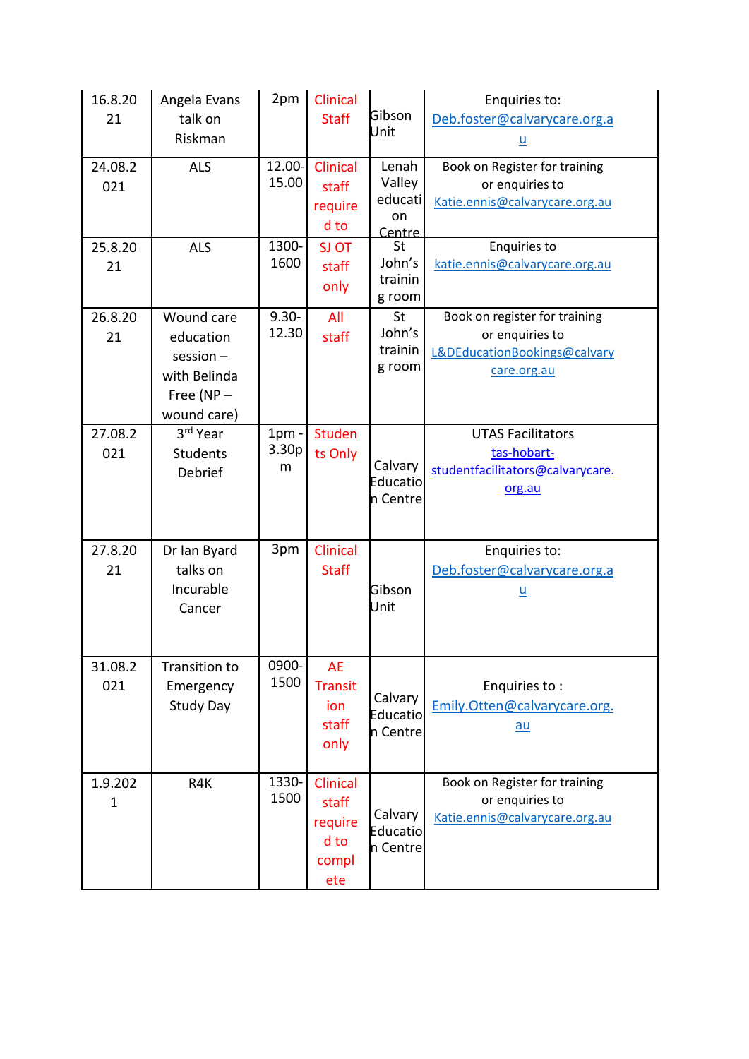| 16.8.2021 | Angela Evans talk on Riskman | 2pm | Clinical Staff | Gibson Unit | Enquiries to: Deb.foster@calvarycare.org.au |
|---|---|---|---|---|---|
| 24.08.2021 | ALS | 12.00-15.00 | Clinical staff required to | Lenah Valley education Centre | Book on Register for training or enquiries to Katie.ennis@calvarycare.org.au |
| 25.8.2021 | ALS | 1300-1600 | SJ OT staff only | St John's training room | Enquiries to katie.ennis@calvarycare.org.au |
| 26.8.2021 | Wound care education session – with Belinda Free (NP – wound care) | 9.30-12.30 | All staff | St John's training room | Book on register for training or enquiries to L&DEducationBookings@calvarycare.org.au |
| 27.08.2021 | 3rd Year Students Debrief | 1pm - 3.30pm | Students Only | Calvary Education Centre | UTAS Facilitators tas-hobart-studentfacilitators@calvarycare.org.au |
| 27.8.2021 | Dr Ian Byard talks on Incurable Cancer | 3pm | Clinical Staff | Gibson Unit | Enquiries to: Deb.foster@calvarycare.org.au |
| 31.08.2021 | Transition to Emergency Study Day | 0900-1500 | AE Transition staff only | Calvary Education Centre | Enquiries to : Emily.Otten@calvarycare.org.au |
| 1.9.2021 | R4K | 1330-1500 | Clinical staff required to complete | Calvary Education Centre | Book on Register for training or enquiries to Katie.ennis@calvarycare.org.au |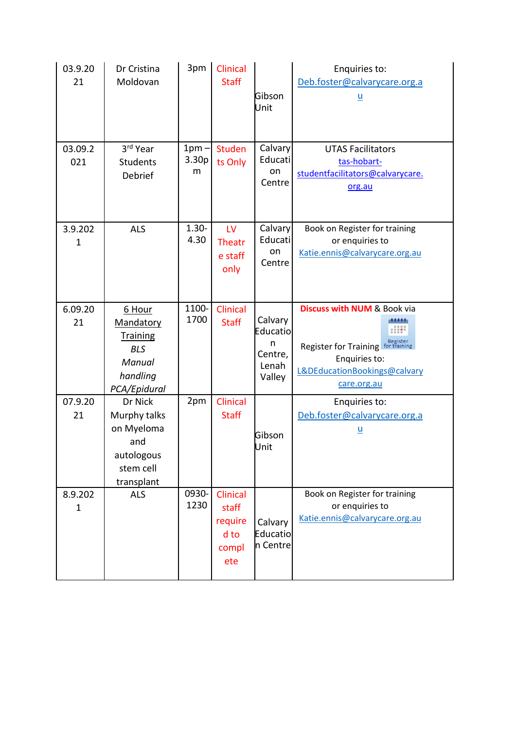| | | | | | |
|---|---|---|---|---|---|
| 03.9.2021 | Dr Cristina Moldovan | 3pm | Clinical Staff | Gibson Unit | Enquiries to: Deb.foster@calvarycare.org.au |
| 03.09.2021 | 3rd Year Students Debrief | 1pm – 3.30pm | Students Only | Calvary Education Centre | UTAS Facilitators tas-hobart-studentfacilitators@calvarycare.org.au |
| 3.9.2021 | ALS | 1.30-4.30 | LV Theatre staff only | Calvary Education Centre | Book on Register for training or enquiries to Katie.ennis@calvarycare.org.au |
| 6.09.2021 | 6 Hour Mandatory Training *BLS* *Manual handling* *PCA/Epidural* | 1100-1700 | Clinical Staff | Calvary Education Centre, Lenah Valley | **Discuss with NUM** & Book via Register for Training Enquiries to: L&DEducationBookings@calvarycare.org.au |
| 07.9.2021 | Dr Nick Murphy talks on Myeloma and autologous stem cell transplant | 2pm | Clinical Staff | Gibson Unit | Enquiries to: Deb.foster@calvarycare.org.au |
| 8.9.2021 | ALS | 0930-1230 | Clinical staff required to complete | Calvary Education Centre | Book on Register for training or enquiries to Katie.ennis@calvarycare.org.au |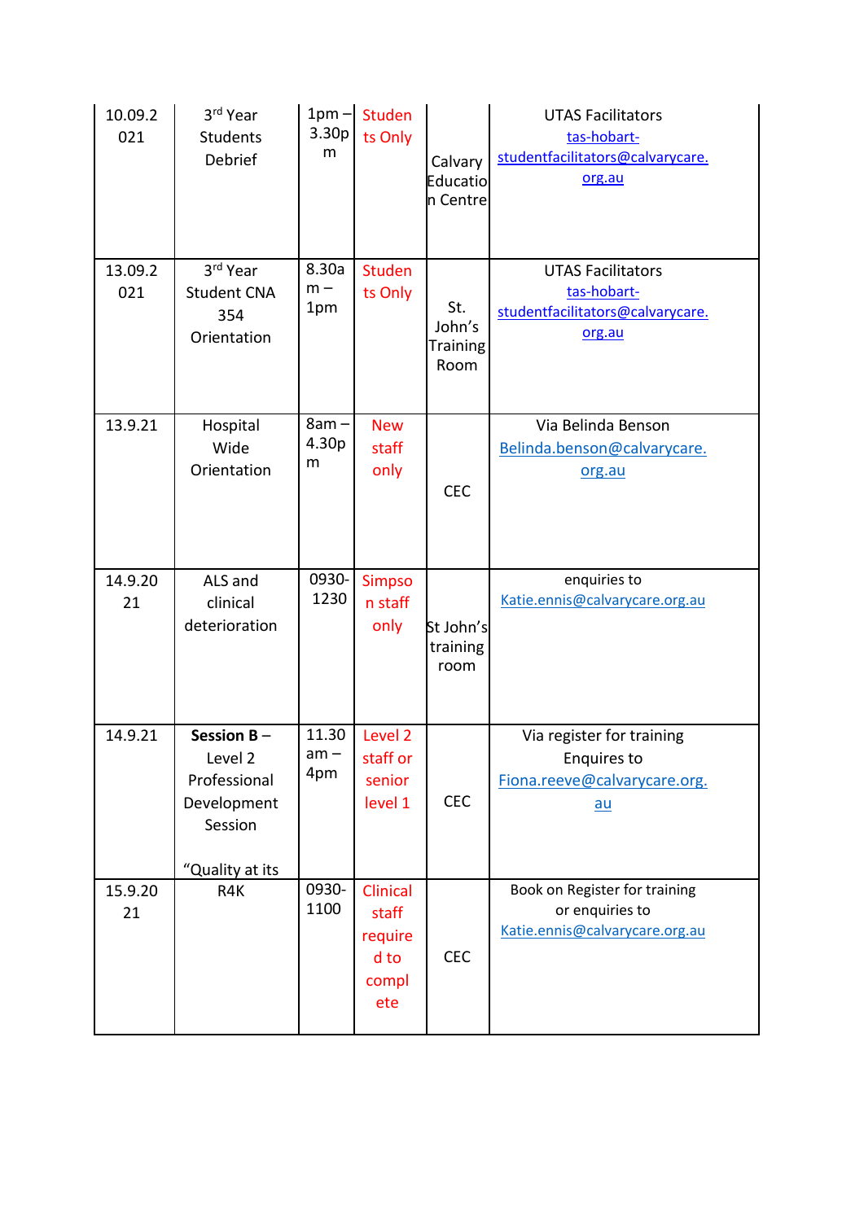| | | | | | |
|---|---|---|---|---|---|
| 10.09.2021 | 3rd Year Students Debrief | 1pm – 3.30pm | Students Only | Calvary Education Centre | UTAS Facilitators tas-hobart-studentfacilitators@calvarycare.org.au |
| 13.09.2021 | 3rd Year Student CNA 354 Orientation | 8.30am – 1pm | Students Only | St. John's Training Room | UTAS Facilitators tas-hobart-studentfacilitators@calvarycare.org.au |
| 13.9.21 | Hospital Wide Orientation | 8am – 4.30pm | New staff only | CEC | Via Belinda Benson Belinda.benson@calvarycare.org.au |
| 14.9.2021 | ALS and clinical deterioration | 0930-1230 | Simpson staff only | St John's training room | enquiries to Katie.ennis@calvarycare.org.au |
| 14.9.21 | **Session B** – Level 2 Professional Development Session<br><br>"Quality at its | 11.30 am – 4pm | Level 2 staff or senior level 1 | CEC | Via register for training Enquires to Fiona.reeve@calvarycare.org.au |
| 15.9.2021 | R4K | 0930-1100 | Clinical staff required to complete | CEC | Book on Register for training or enquiries to Katie.ennis@calvarycare.org.au |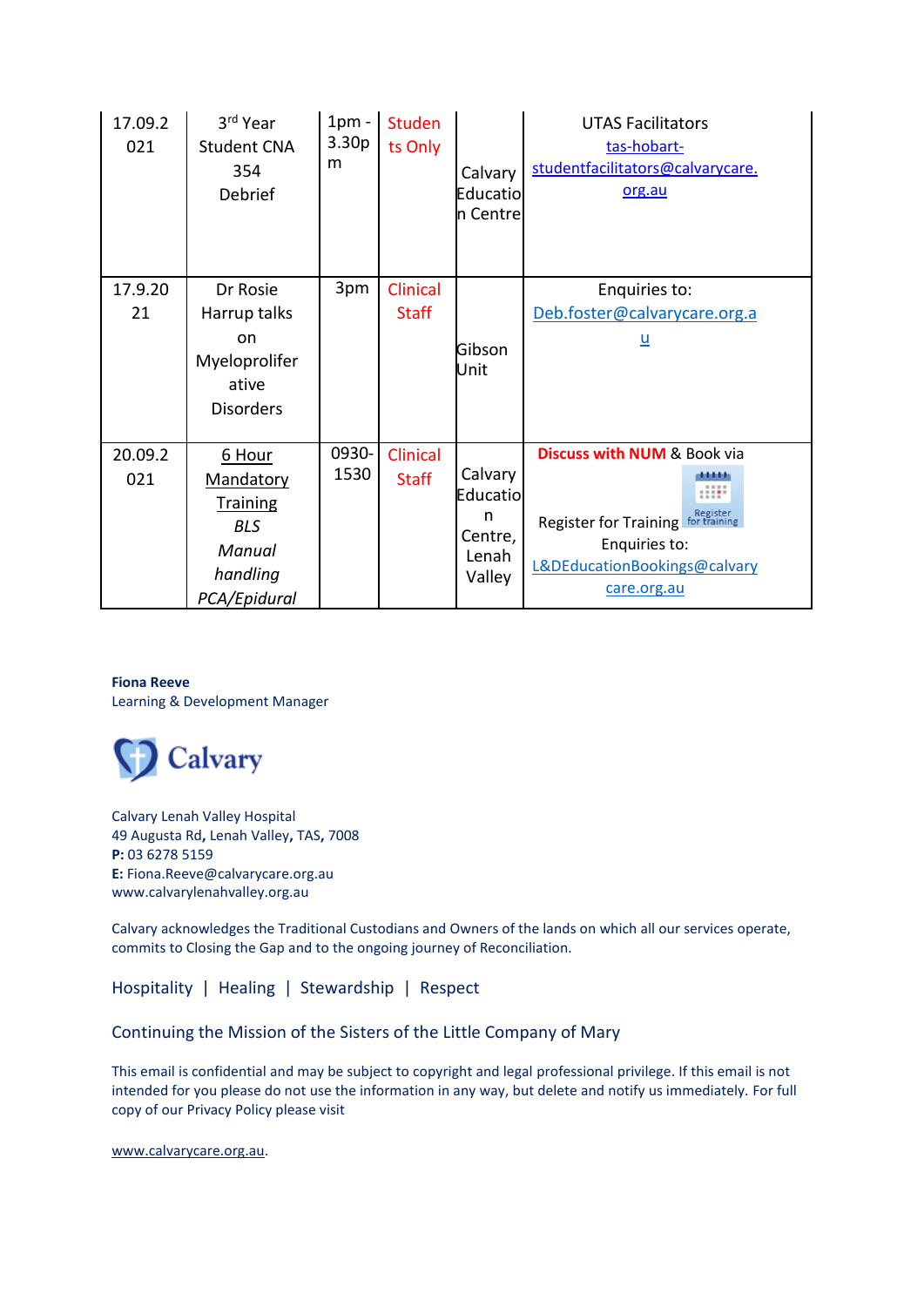| | | | | | |
|---|---|---|---|---|---|
| 17.09.2021 | 3rd Year Student CNA 354 Debrief | 1pm - 3.30pm | Students Only | Calvary Education Centre | UTAS Facilitators tas-hobart-studentfacilitators@calvarycare.org.au |
| 17.9.2021 | Dr Rosie Harrup talks on Myeloproliferative Disorders | 3pm | Clinical Staff | Gibson Unit | Enquiries to: Deb.foster@calvarycare.org.au |
| 20.09.2021 | 6 Hour Mandatory Training *BLS* *Manual handling* *PCA/Epidural* | 0930-1530 | Clinical Staff | Calvary Education Centre, Lenah Valley | **Discuss with NUM** & Book via Register for Training Enquiries to: L&DEducationBookings@calvarycare.org.au |

**Fiona Reeve**
Learning & Development Manager

Calvary

Calvary Lenah Valley Hospital
49 Augusta Rd, Lenah Valley, TAS, 7008
**P:** 03 6278 5159
**E:** Fiona.Reeve@calvarycare.org.au
www.calvarylenahvalley.org.au

Calvary acknowledges the Traditional Custodians and Owners of the lands on which all our services operate, commits to Closing the Gap and to the ongoing journey of Reconciliation.

Hospitality | Healing | Stewardship | Respect

Continuing the Mission of the Sisters of the Little Company of Mary

This email is confidential and may be subject to copyright and legal professional privilege. If this email is not intended for you please do not use the information in any way, but delete and notify us immediately. For full copy of our Privacy Policy please visit

www.calvarycare.org.au.